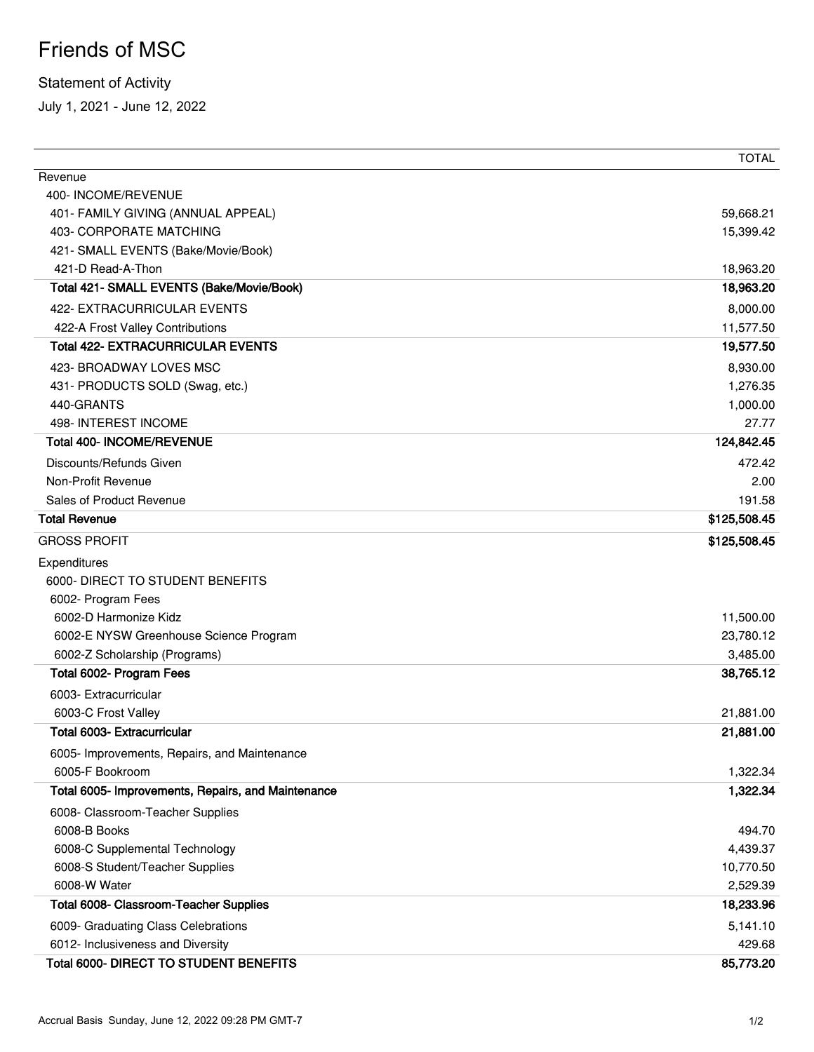# Friends of MSC

Statement of Activity

July 1, 2021 - June 12, 2022

| | TOTAL |
|---|---|
| Revenue | |
| 400- INCOME/REVENUE | |
| 401- FAMILY GIVING (ANNUAL APPEAL) | 59,668.21 |
| 403- CORPORATE MATCHING | 15,399.42 |
| 421- SMALL EVENTS (Bake/Movie/Book) | |
| 421-D Read-A-Thon | 18,963.20 |
| **Total 421- SMALL EVENTS (Bake/Movie/Book)** | **18,963.20** |
| 422- EXTRACURRICULAR EVENTS | 8,000.00 |
| 422-A Frost Valley Contributions | 11,577.50 |
| **Total 422- EXTRACURRICULAR EVENTS** | **19,577.50** |
| 423- BROADWAY LOVES MSC | 8,930.00 |
| 431- PRODUCTS SOLD (Swag, etc.) | 1,276.35 |
| 440-GRANTS | 1,000.00 |
| 498- INTEREST INCOME | 27.77 |
| **Total 400- INCOME/REVENUE** | **124,842.45** |
| Discounts/Refunds Given | 472.42 |
| Non-Profit Revenue | 2.00 |
| Sales of Product Revenue | 191.58 |
| **Total Revenue** | **$125,508.45** |
| GROSS PROFIT | **$125,508.45** |
| Expenditures | |
| 6000- DIRECT TO STUDENT BENEFITS | |
| 6002- Program Fees | |
| 6002-D Harmonize Kidz | 11,500.00 |
| 6002-E NYSW Greenhouse Science Program | 23,780.12 |
| 6002-Z Scholarship (Programs) | 3,485.00 |
| **Total 6002- Program Fees** | **38,765.12** |
| 6003- Extracurricular | |
| 6003-C Frost Valley | 21,881.00 |
| **Total 6003- Extracurricular** | **21,881.00** |
| 6005- Improvements, Repairs, and Maintenance | |
| 6005-F Bookroom | 1,322.34 |
| **Total 6005- Improvements, Repairs, and Maintenance** | **1,322.34** |
| 6008- Classroom-Teacher Supplies | |
| 6008-B Books | 494.70 |
| 6008-C Supplemental Technology | 4,439.37 |
| 6008-S Student/Teacher Supplies | 10,770.50 |
| 6008-W Water | 2,529.39 |
| **Total 6008- Classroom-Teacher Supplies** | **18,233.96** |
| 6009- Graduating Class Celebrations | 5,141.10 |
| 6012- Inclusiveness and Diversity | 429.68 |
| **Total 6000- DIRECT TO STUDENT BENEFITS** | **85,773.20** |

Accrual Basis Sunday, June 12, 2022 09:28 PM GMT-7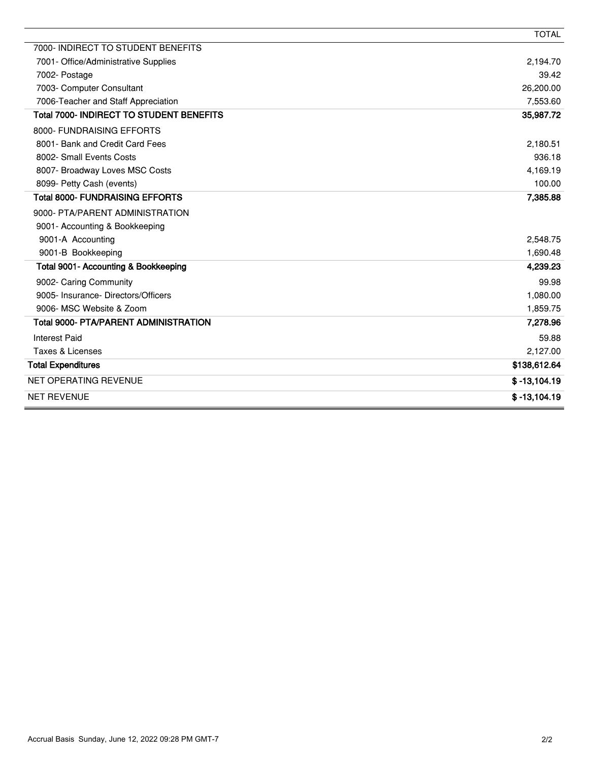| | TOTAL |
|---|---|
| 7000- INDIRECT TO STUDENT BENEFITS | |
| 7001- Office/Administrative Supplies | 2,194.70 |
| 7002- Postage | 39.42 |
| 7003- Computer Consultant | 26,200.00 |
| 7006-Teacher and Staff Appreciation | 7,553.60 |
| **Total 7000- INDIRECT TO STUDENT BENEFITS** | **35,987.72** |
| 8000- FUNDRAISING EFFORTS | |
| 8001- Bank and Credit Card Fees | 2,180.51 |
| 8002- Small Events Costs | 936.18 |
| 8007- Broadway Loves MSC Costs | 4,169.19 |
| 8099- Petty Cash (events) | 100.00 |
| **Total 8000- FUNDRAISING EFFORTS** | **7,385.88** |
| 9000- PTA/PARENT ADMINISTRATION | |
| 9001- Accounting & Bookkeeping | |
| 9001-A Accounting | 2,548.75 |
| 9001-B Bookkeeping | 1,690.48 |
| **Total 9001- Accounting & Bookkeeping** | **4,239.23** |
| 9002- Caring Community | 99.98 |
| 9005- Insurance- Directors/Officers | 1,080.00 |
| 9006- MSC Website & Zoom | 1,859.75 |
| **Total 9000- PTA/PARENT ADMINISTRATION** | **7,278.96** |
| Interest Paid | 59.88 |
| Taxes & Licenses | 2,127.00 |
| **Total Expenditures** | **$138,612.64** |
| NET OPERATING REVENUE | **$ -13,104.19** |
| NET REVENUE | **$ -13,104.19** |

Accrual Basis Sunday, June 12, 2022 09:28 PM GMT-7